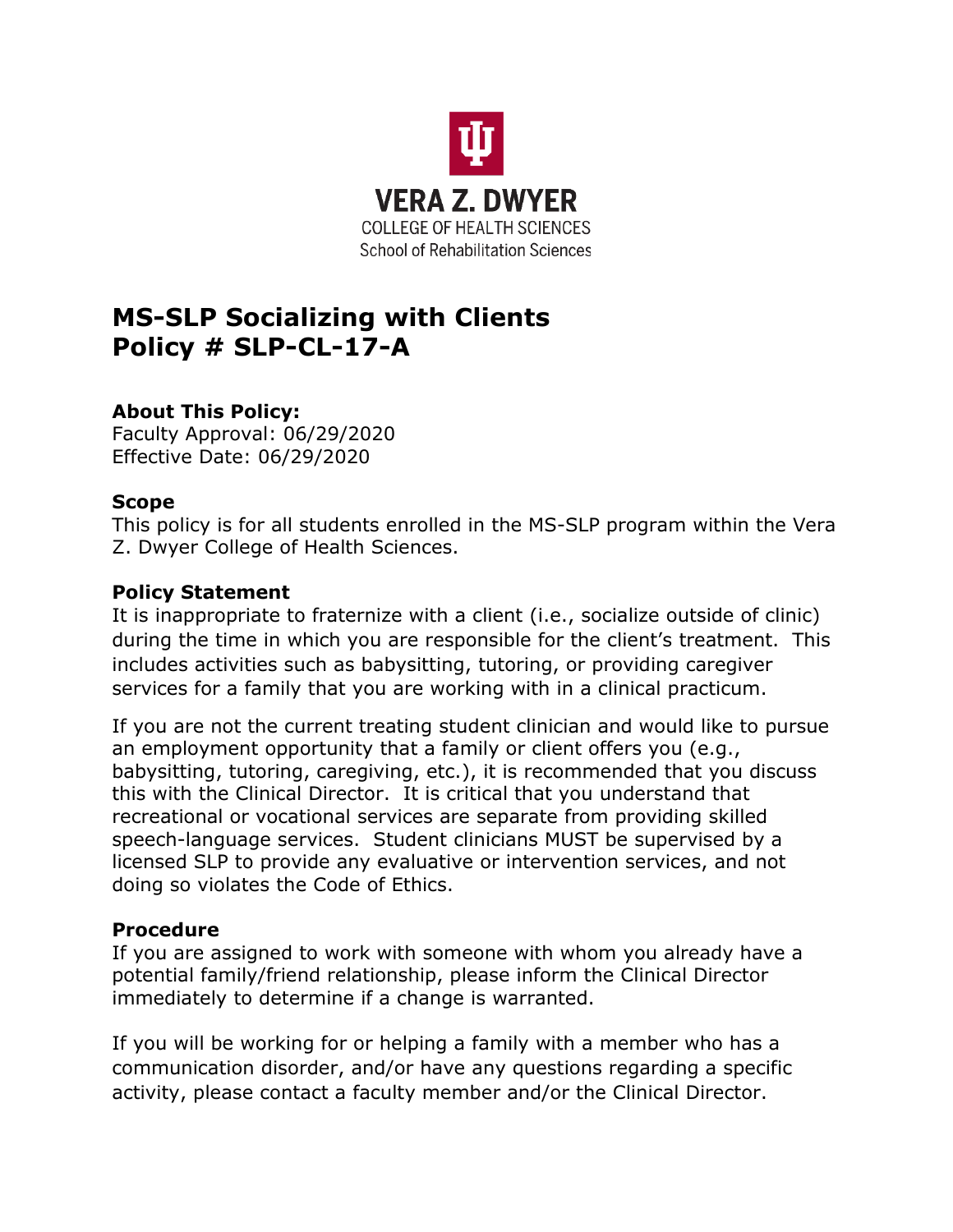VERA Z. DWYER
COLLEGE OF HEALTH SCIENCES
School of Rehabilitation Sciences

# MS-SLP Socializing with Clients
# Policy # SLP-CL-17-A

### About This Policy:

Faculty Approval: 06/29/2020
Effective Date: 06/29/2020

### Scope

This policy is for all students enrolled in the MS-SLP program within the Vera Z. Dwyer College of Health Sciences.

### Policy Statement

It is inappropriate to fraternize with a client (i.e., socialize outside of clinic) during the time in which you are responsible for the client's treatment. This includes activities such as babysitting, tutoring, or providing caregiver services for a family that you are working with in a clinical practicum.

If you are not the current treating student clinician and would like to pursue an employment opportunity that a family or client offers you (e.g., babysitting, tutoring, caregiving, etc.), it is recommended that you discuss this with the Clinical Director. It is critical that you understand that recreational or vocational services are separate from providing skilled speech-language services. Student clinicians MUST be supervised by a licensed SLP to provide any evaluative or intervention services, and not doing so violates the Code of Ethics.

### Procedure

If you are assigned to work with someone with whom you already have a potential family/friend relationship, please inform the Clinical Director immediately to determine if a change is warranted.

If you will be working for or helping a family with a member who has a communication disorder, and/or have any questions regarding a specific activity, please contact a faculty member and/or the Clinical Director.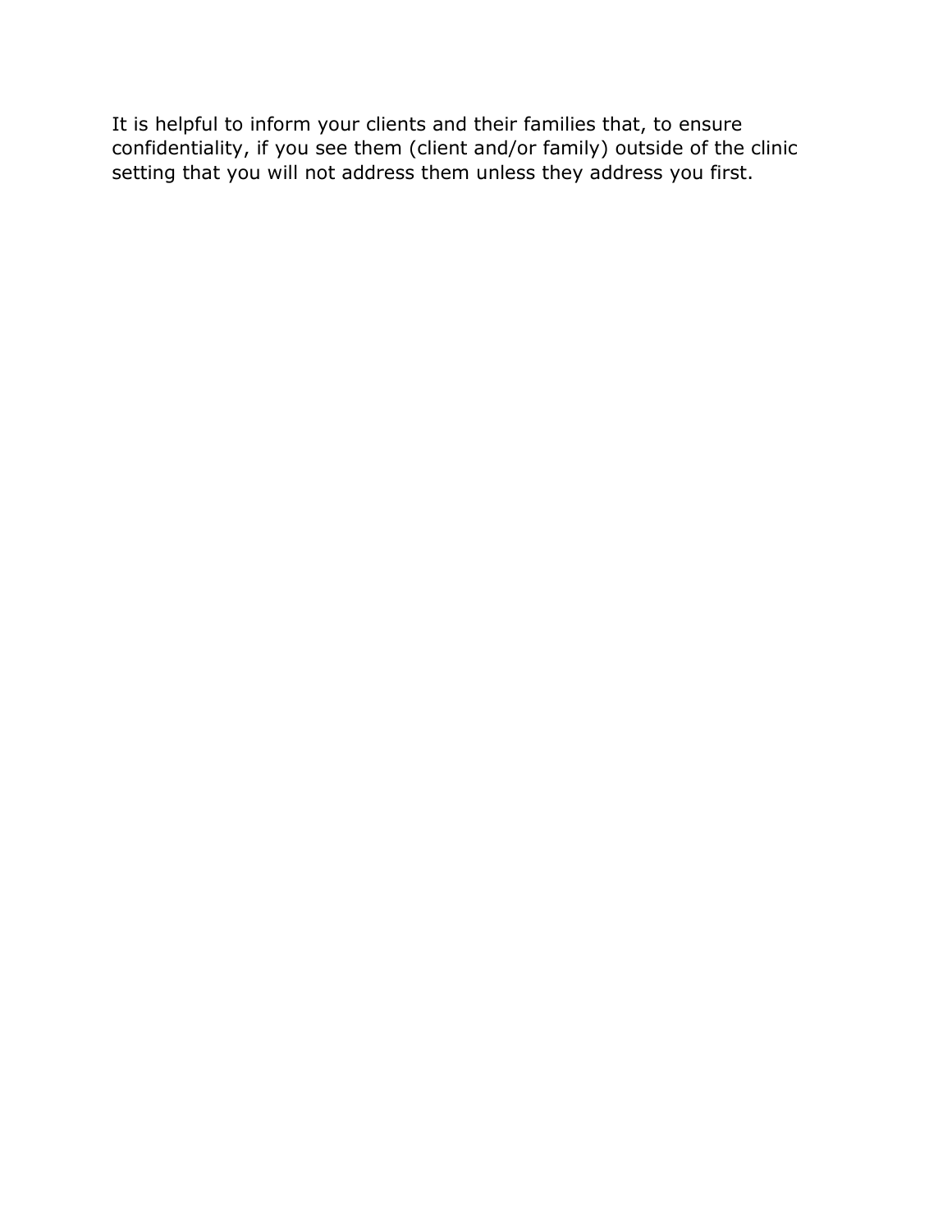It is helpful to inform your clients and their families that, to ensure confidentiality, if you see them (client and/or family) outside of the clinic setting that you will not address them unless they address you first.